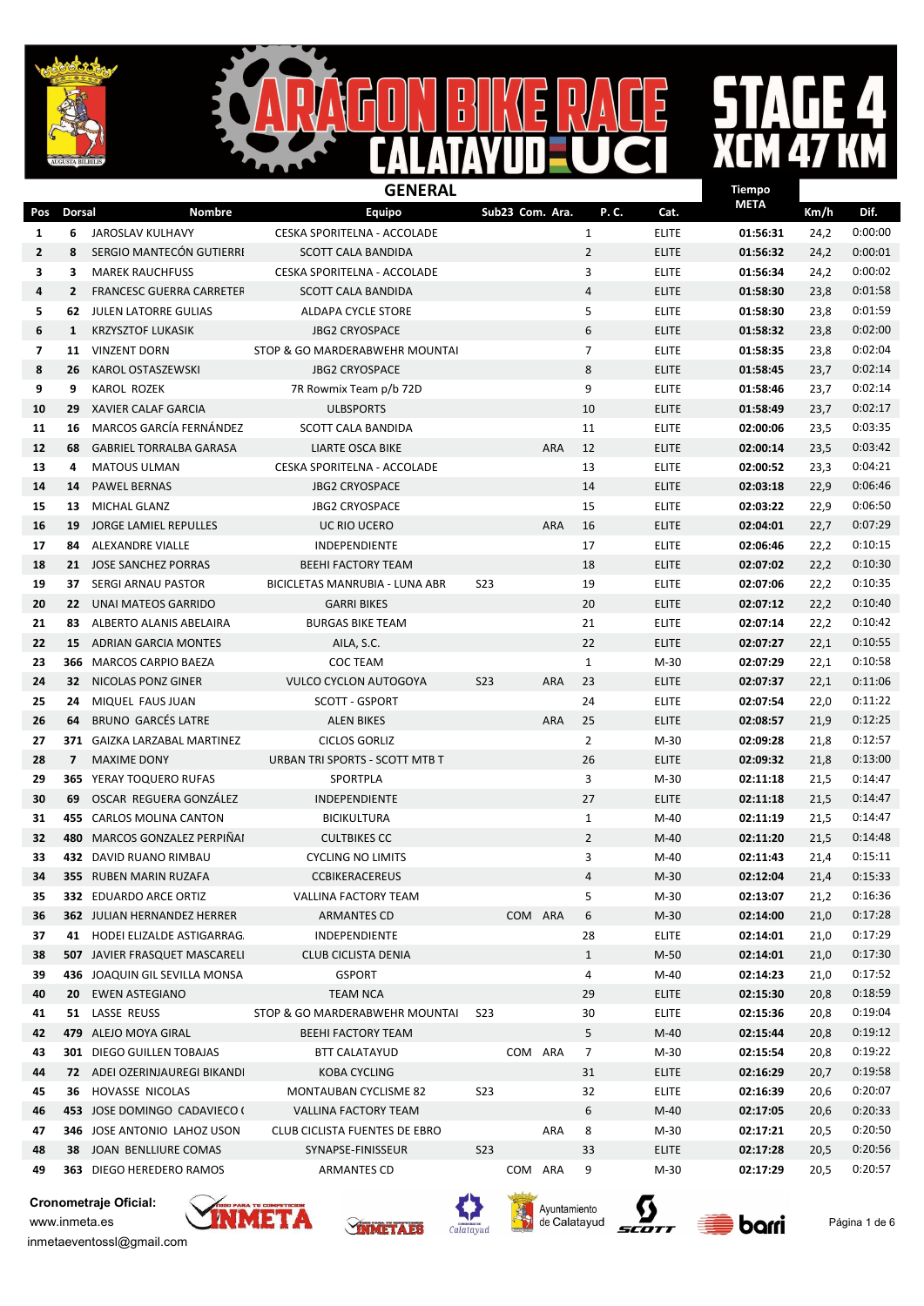# ARAGON BIKE RACE CALATAYUD UCI

## STAGE 4 XCM 47 KM

## GENERAL

| Pos | Dorsal | Nombre | Equipo | Sub23 | Com. | Ara. | P. C. | Cat. | Tiempo META | Km/h | Dif. |
|---|---|---|---|---|---|---|---|---|---|---|---|
| 1 | 6 | JAROSLAV KULHAVY | CESKA SPORITELNA - ACCOLADE | | | | 1 | ELITE | 01:56:31 | 24,2 | 0:00:00 |
| 2 | 8 | SERGIO MANTECÓN GUTIERRI | SCOTT CALA BANDIDA | | | | 2 | ELITE | 01:56:32 | 24,2 | 0:00:01 |
| 3 | 3 | MAREK RAUCHFUSS | CESKA SPORITELNA - ACCOLADE | | | | 3 | ELITE | 01:56:34 | 24,2 | 0:00:02 |
| 4 | 2 | FRANCESC GUERRA CARRETEF | SCOTT CALA BANDIDA | | | | 4 | ELITE | 01:58:30 | 23,8 | 0:01:58 |
| 5 | 62 | JULEN LATORRE GULIAS | ALDAPA CYCLE STORE | | | | 5 | ELITE | 01:58:30 | 23,8 | 0:01:59 |
| 6 | 1 | KRZYSZTOF LUKASIK | JBG2 CRYOSPACE | | | | 6 | ELITE | 01:58:32 | 23,8 | 0:02:00 |
| 7 | 11 | VINZENT DORN | STOP & GO MARDERABWEHR MOUNTAI | | | | 7 | ELITE | 01:58:35 | 23,8 | 0:02:04 |
| 8 | 26 | KAROL OSTASZEWSKI | JBG2 CRYOSPACE | | | | 8 | ELITE | 01:58:45 | 23,7 | 0:02:14 |
| 9 | 9 | KAROL ROZEK | 7R Rowmix Team p/b 72D | | | | 9 | ELITE | 01:58:46 | 23,7 | 0:02:14 |
| 10 | 29 | XAVIER CALAF GARCIA | ULBSPORTS | | | | 10 | ELITE | 01:58:49 | 23,7 | 0:02:17 |
| 11 | 16 | MARCOS GARCÍA FERNÁNDEZ | SCOTT CALA BANDIDA | | | | 11 | ELITE | 02:00:06 | 23,5 | 0:03:35 |
| 12 | 68 | GABRIEL TORRALBA GARASA | LIARTE OSCA BIKE | | | ARA | 12 | ELITE | 02:00:14 | 23,5 | 0:03:42 |
| 13 | 4 | MATOUS ULMAN | CESKA SPORITELNA - ACCOLADE | | | | 13 | ELITE | 02:00:52 | 23,3 | 0:04:21 |
| 14 | 14 | PAWEL BERNAS | JBG2 CRYOSPACE | | | | 14 | ELITE | 02:03:18 | 22,9 | 0:06:46 |
| 15 | 13 | MICHAL GLANZ | JBG2 CRYOSPACE | | | | 15 | ELITE | 02:03:22 | 22,9 | 0:06:50 |
| 16 | 19 | JORGE LAMIEL REPULLES | UC RIO UCERO | | | ARA | 16 | ELITE | 02:04:01 | 22,7 | 0:07:29 |
| 17 | 84 | ALEXANDRE VIALLE | INDEPENDIENTE | | | | 17 | ELITE | 02:06:46 | 22,2 | 0:10:15 |
| 18 | 21 | JOSE SANCHEZ PORRAS | BEEHI FACTORY TEAM | | | | 18 | ELITE | 02:07:02 | 22,2 | 0:10:30 |
| 19 | 37 | SERGI ARNAU PASTOR | BICICLETAS MANRUBIA - LUNA ABR | S23 | | | 19 | ELITE | 02:07:06 | 22,2 | 0:10:35 |
| 20 | 22 | UNAI MATEOS GARRIDO | GARRI BIKES | | | | 20 | ELITE | 02:07:12 | 22,2 | 0:10:40 |
| 21 | 83 | ALBERTO ALANIS ABELAIRA | BURGAS BIKE TEAM | | | | 21 | ELITE | 02:07:14 | 22,2 | 0:10:42 |
| 22 | 15 | ADRIAN GARCIA MONTES | AILA, S.C. | | | | 22 | ELITE | 02:07:27 | 22,1 | 0:10:55 |
| 23 | 366 | MARCOS CARPIO BAEZA | COC TEAM | | | | 1 | M-30 | 02:07:29 | 22,1 | 0:10:58 |
| 24 | 32 | NICOLAS PONZ GINER | VULCO CYCLON AUTOGOYA | S23 | | ARA | 23 | ELITE | 02:07:37 | 22,1 | 0:11:06 |
| 25 | 24 | MIQUEL FAUS JUAN | SCOTT - GSPORT | | | | 24 | ELITE | 02:07:54 | 22,0 | 0:11:22 |
| 26 | 64 | BRUNO GARCÉS LATRE | ALEN BIKES | | | ARA | 25 | ELITE | 02:08:57 | 21,9 | 0:12:25 |
| 27 | 371 | GAIZKA LARZABAL MARTINEZ | CICLOS GORLIZ | | | | 2 | M-30 | 02:09:28 | 21,8 | 0:12:57 |
| 28 | 7 | MAXIME DONY | URBAN TRI SPORTS - SCOTT MTB T | | | | 26 | ELITE | 02:09:32 | 21,8 | 0:13:00 |
| 29 | 365 | YERAY TOQUERO RUFAS | SPORTPLA | | | | 3 | M-30 | 02:11:18 | 21,5 | 0:14:47 |
| 30 | 69 | OSCAR REGUERA GONZÁLEZ | INDEPENDIENTE | | | | 27 | ELITE | 02:11:18 | 21,5 | 0:14:47 |
| 31 | 455 | CARLOS MOLINA CANTON | BICIKULTURA | | | | 1 | M-40 | 02:11:19 | 21,5 | 0:14:47 |
| 32 | 480 | MARCOS GONZALEZ PERPIÑAI | CULTBIKES CC | | | | 2 | M-40 | 02:11:20 | 21,5 | 0:14:48 |
| 33 | 432 | DAVID RUANO RIMBAU | CYCLING NO LIMITS | | | | 3 | M-40 | 02:11:43 | 21,4 | 0:15:11 |
| 34 | 355 | RUBEN MARIN RUZAFA | CCBIKERACEREUS | | | | 4 | M-30 | 02:12:04 | 21,4 | 0:15:33 |
| 35 | 332 | EDUARDO ARCE ORTIZ | VALLINA FACTORY TEAM | | | | 5 | M-30 | 02:13:07 | 21,2 | 0:16:36 |
| 36 | 362 | JULIAN HERNANDEZ HERRER | ARMANTES CD | | COM | ARA | 6 | M-30 | 02:14:00 | 21,0 | 0:17:28 |
| 37 | 41 | HODEI ELIZALDE ASTIGARRAG | INDEPENDIENTE | | | | 28 | ELITE | 02:14:01 | 21,0 | 0:17:29 |
| 38 | 507 | JAVIER FRASQUET MASCARELI | CLUB CICLISTA DENIA | | | | 1 | M-50 | 02:14:01 | 21,0 | 0:17:30 |
| 39 | 436 | JOAQUIN GIL SEVILLA MONSA | GSPORT | | | | 4 | M-40 | 02:14:23 | 21,0 | 0:17:52 |
| 40 | 20 | EWEN ASTEGIANO | TEAM NCA | | | | 29 | ELITE | 02:15:30 | 20,8 | 0:18:59 |
| 41 | 51 | LASSE REUSS | STOP & GO MARDERABWEHR MOUNTAI | S23 | | | 30 | ELITE | 02:15:36 | 20,8 | 0:19:04 |
| 42 | 479 | ALEJO MOYA GIRAL | BEEHI FACTORY TEAM | | | | 5 | M-40 | 02:15:44 | 20,8 | 0:19:12 |
| 43 | 301 | DIEGO GUILLEN TOBAJAS | BTT CALATAYUD | | COM | ARA | 7 | M-30 | 02:15:54 | 20,8 | 0:19:22 |
| 44 | 72 | ADEI OZERINJAUREGI BIKANDI | KOBA CYCLING | | | | 31 | ELITE | 02:16:29 | 20,7 | 0:19:58 |
| 45 | 36 | HOVASSE NICOLAS | MONTAUBAN CYCLISME 82 | S23 | | | 32 | ELITE | 02:16:39 | 20,6 | 0:20:07 |
| 46 | 453 | JOSE DOMINGO CADAVIECO ( | VALLINA FACTORY TEAM | | | | 6 | M-40 | 02:17:05 | 20,6 | 0:20:33 |
| 47 | 346 | JOSE ANTONIO LAHOZ USON | CLUB CICLISTA FUENTES DE EBRO | | | ARA | 8 | M-30 | 02:17:21 | 20,5 | 0:20:50 |
| 48 | 38 | JOAN BENLLIURE COMAS | SYNAPSE-FINISSEUR | S23 | | | 33 | ELITE | 02:17:28 | 20,5 | 0:20:56 |
| 49 | 363 | DIEGO HEREDERO RAMOS | ARMANTES CD | | COM | ARA | 9 | M-30 | 02:17:29 | 20,5 | 0:20:57 |

**Cronometraje Oficial:**
www.inmeta.es
inmetaeventossl@gmail.com

INMETA · Ayuntamiento de Calatayud · SCOTT · barri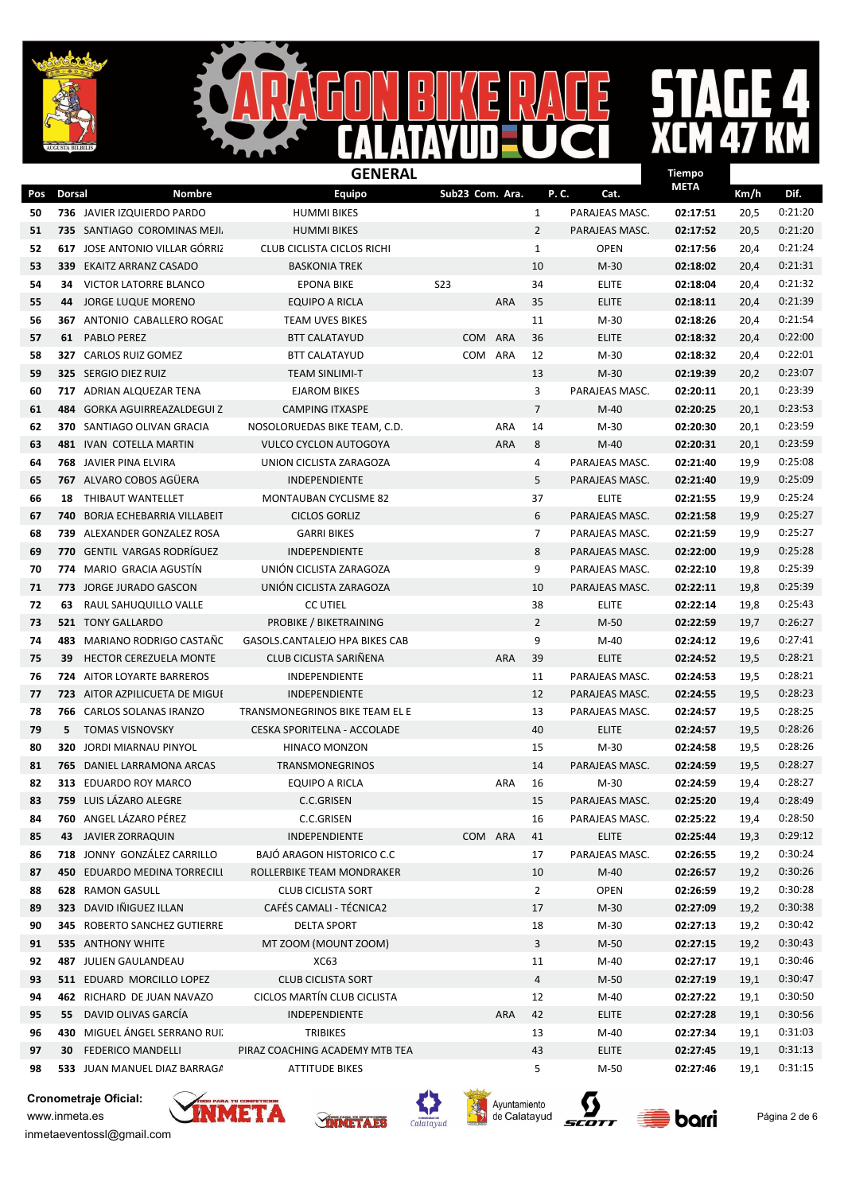# ARAGON BIKE RACE CALATAYUD UCI

## STAGE 4 XCM 47 KM

### GENERAL

| Pos | Dorsal | Nombre | Equipo | Sub23 | Com. | Ara. | P. C. | Cat. | Tiempo META | Km/h | Dif. |
|---|---|---|---|---|---|---|---|---|---|---|---|
| 50 | 736 | JAVIER IZQUIERDO PARDO | HUMMI BIKES | | | | 1 | PARAJEAS MASC. | 02:17:51 | 20,5 | 0:21:20 |
| 51 | 735 | SANTIAGO COROMINAS MEJI. | HUMMI BIKES | | | | 2 | PARAJEAS MASC. | 02:17:52 | 20,5 | 0:21:20 |
| 52 | 617 | JOSE ANTONIO VILLAR GÓRRIZ | CLUB CICLISTA CICLOS RICHI | | | | 1 | OPEN | 02:17:56 | 20,4 | 0:21:24 |
| 53 | 339 | EKAITZ ARRANZ CASADO | BASKONIA TREK | | | | 10 | M-30 | 02:18:02 | 20,4 | 0:21:31 |
| 54 | 34 | VICTOR LATORRE BLANCO | EPONA BIKE | S23 | | | 34 | ELITE | 02:18:04 | 20,4 | 0:21:32 |
| 55 | 44 | JORGE LUQUE MORENO | EQUIPO A RICLA | | | ARA | 35 | ELITE | 02:18:11 | 20,4 | 0:21:39 |
| 56 | 367 | ANTONIO CABALLERO ROGAD | TEAM UVES BIKES | | | | 11 | M-30 | 02:18:26 | 20,4 | 0:21:54 |
| 57 | 61 | PABLO PEREZ | BTT CALATAYUD | | COM | ARA | 36 | ELITE | 02:18:32 | 20,4 | 0:22:00 |
| 58 | 327 | CARLOS RUIZ GOMEZ | BTT CALATAYUD | | COM | ARA | 12 | M-30 | 02:18:32 | 20,4 | 0:22:01 |
| 59 | 325 | SERGIO DIEZ RUIZ | TEAM SINLIMI-T | | | | 13 | M-30 | 02:19:39 | 20,2 | 0:23:07 |
| 60 | 717 | ADRIAN ALQUEZAR TENA | EJAROM BIKES | | | | 3 | PARAJEAS MASC. | 02:20:11 | 20,1 | 0:23:39 |
| 61 | 484 | GORKA AGUIRREAZALDEGUI Z | CAMPING ITXASPE | | | | 7 | M-40 | 02:20:25 | 20,1 | 0:23:53 |
| 62 | 370 | SANTIAGO OLIVAN GRACIA | NOSOLORUEDAS BIKE TEAM, C.D. | | | ARA | 14 | M-30 | 02:20:30 | 20,1 | 0:23:59 |
| 63 | 481 | IVAN COTELLA MARTIN | VULCO CYCLON AUTOGOYA | | | ARA | 8 | M-40 | 02:20:31 | 20,1 | 0:23:59 |
| 64 | 768 | JAVIER PINA ELVIRA | UNION CICLISTA ZARAGOZA | | | | 4 | PARAJEAS MASC. | 02:21:40 | 19,9 | 0:25:08 |
| 65 | 767 | ALVARO COBOS AGÜERA | INDEPENDIENTE | | | | 5 | PARAJEAS MASC. | 02:21:40 | 19,9 | 0:25:09 |
| 66 | 18 | THIBAUT WANTELLET | MONTAUBAN CYCLISME 82 | | | | 37 | ELITE | 02:21:55 | 19,9 | 0:25:24 |
| 67 | 740 | BORJA ECHEBARRIA VILLABEIT | CICLOS GORLIZ | | | | 6 | PARAJEAS MASC. | 02:21:58 | 19,9 | 0:25:27 |
| 68 | 739 | ALEXANDER GONZALEZ ROSA | GARRI BIKES | | | | 7 | PARAJEAS MASC. | 02:21:59 | 19,9 | 0:25:27 |
| 69 | 770 | GENTIL VARGAS RODRÍGUEZ | INDEPENDIENTE | | | | 8 | PARAJEAS MASC. | 02:22:00 | 19,9 | 0:25:28 |
| 70 | 774 | MARIO GRACIA AGUSTÍN | UNIÓN CICLISTA ZARAGOZA | | | | 9 | PARAJEAS MASC. | 02:22:10 | 19,8 | 0:25:39 |
| 71 | 773 | JORGE JURADO GASCON | UNIÓN CICLISTA ZARAGOZA | | | | 10 | PARAJEAS MASC. | 02:22:11 | 19,8 | 0:25:39 |
| 72 | 63 | RAUL SAHUQUILLO VALLE | CC UTIEL | | | | 38 | ELITE | 02:22:14 | 19,8 | 0:25:43 |
| 73 | 521 | TONY GALLARDO | PROBIKE / BIKETRAINING | | | | 2 | M-50 | 02:22:59 | 19,7 | 0:26:27 |
| 74 | 483 | MARIANO RODRIGO CASTAÑC | GASOLS.CANTALEJO HPA BIKES CAB | | | | 9 | M-40 | 02:24:12 | 19,6 | 0:27:41 |
| 75 | 39 | HECTOR CEREZUELA MONTE | CLUB CICLISTA SARIÑENA | | | ARA | 39 | ELITE | 02:24:52 | 19,5 | 0:28:21 |
| 76 | 724 | AITOR LOYARTE BARREROS | INDEPENDIENTE | | | | 11 | PARAJEAS MASC. | 02:24:53 | 19,5 | 0:28:21 |
| 77 | 723 | AITOR AZPILICUETA DE MIGUE | INDEPENDIENTE | | | | 12 | PARAJEAS MASC. | 02:24:55 | 19,5 | 0:28:23 |
| 78 | 766 | CARLOS SOLANAS IRANZO | TRANSMONEGRINOS BIKE TEAM EL E | | | | 13 | PARAJEAS MASC. | 02:24:57 | 19,5 | 0:28:25 |
| 79 | 5 | TOMAS VISNOVSKY | CESKA SPORITELNA - ACCOLADE | | | | 40 | ELITE | 02:24:57 | 19,5 | 0:28:26 |
| 80 | 320 | JORDI MIARNAU PINYOL | HINACO MONZON | | | | 15 | M-30 | 02:24:58 | 19,5 | 0:28:26 |
| 81 | 765 | DANIEL LARRAMONA ARCAS | TRANSMONEGRINOS | | | | 14 | PARAJEAS MASC. | 02:24:59 | 19,5 | 0:28:27 |
| 82 | 313 | EDUARDO ROY MARCO | EQUIPO A RICLA | | | ARA | 16 | M-30 | 02:24:59 | 19,4 | 0:28:27 |
| 83 | 759 | LUIS LÁZARO ALEGRE | C.C.GRISEN | | | | 15 | PARAJEAS MASC. | 02:25:20 | 19,4 | 0:28:49 |
| 84 | 760 | ANGEL LÁZARO PÉREZ | C.C.GRISEN | | | | 16 | PARAJEAS MASC. | 02:25:22 | 19,4 | 0:28:50 |
| 85 | 43 | JAVIER ZORRAQUIN | INDEPENDIENTE | | COM | ARA | 41 | ELITE | 02:25:44 | 19,3 | 0:29:12 |
| 86 | 718 | JONNY GONZÁLEZ CARRILLO | BAJÓ ARAGON HISTORICO C.C | | | | 17 | PARAJEAS MASC. | 02:26:55 | 19,2 | 0:30:24 |
| 87 | 450 | EDUARDO MEDINA TORRECILL | ROLLERBIKE TEAM MONDRAKER | | | | 10 | M-40 | 02:26:57 | 19,2 | 0:30:26 |
| 88 | 628 | RAMON GASULL | CLUB CICLISTA SORT | | | | 2 | OPEN | 02:26:59 | 19,2 | 0:30:28 |
| 89 | 323 | DAVID IÑIGUEZ ILLAN | CAFÉS CAMALI - TÉCNICA2 | | | | 17 | M-30 | 02:27:09 | 19,2 | 0:30:38 |
| 90 | 345 | ROBERTO SANCHEZ GUTIERRE | DELTA SPORT | | | | 18 | M-30 | 02:27:13 | 19,2 | 0:30:42 |
| 91 | 535 | ANTHONY WHITE | MT ZOOM (MOUNT ZOOM) | | | | 3 | M-50 | 02:27:15 | 19,2 | 0:30:43 |
| 92 | 487 | JULIEN GAULANDEAU | XC63 | | | | 11 | M-40 | 02:27:17 | 19,1 | 0:30:46 |
| 93 | 511 | EDUARD MORCILLO LOPEZ | CLUB CICLISTA SORT | | | | 4 | M-50 | 02:27:19 | 19,1 | 0:30:47 |
| 94 | 462 | RICHARD DE JUAN NAVAZO | CICLOS MARTÍN CLUB CICLISTA | | | | 12 | M-40 | 02:27:22 | 19,1 | 0:30:50 |
| 95 | 55 | DAVID OLIVAS GARCÍA | INDEPENDIENTE | | | ARA | 42 | ELITE | 02:27:28 | 19,1 | 0:30:56 |
| 96 | 430 | MIGUEL ÁNGEL SERRANO RUI. | TRIBIKES | | | | 13 | M-40 | 02:27:34 | 19,1 | 0:31:03 |
| 97 | 30 | FEDERICO MANDELLI | PIRAZ COACHING ACADEMY MTB TEA | | | | 43 | ELITE | 02:27:45 | 19,1 | 0:31:13 |
| 98 | 533 | JUAN MANUEL DIAZ BARRAGA | ATTITUDE BIKES | | | | 5 | M-50 | 02:27:46 | 19,1 | 0:31:15 |

**Cronometraje Oficial:**
www.inmeta.es
inmetaeventossl@gmail.com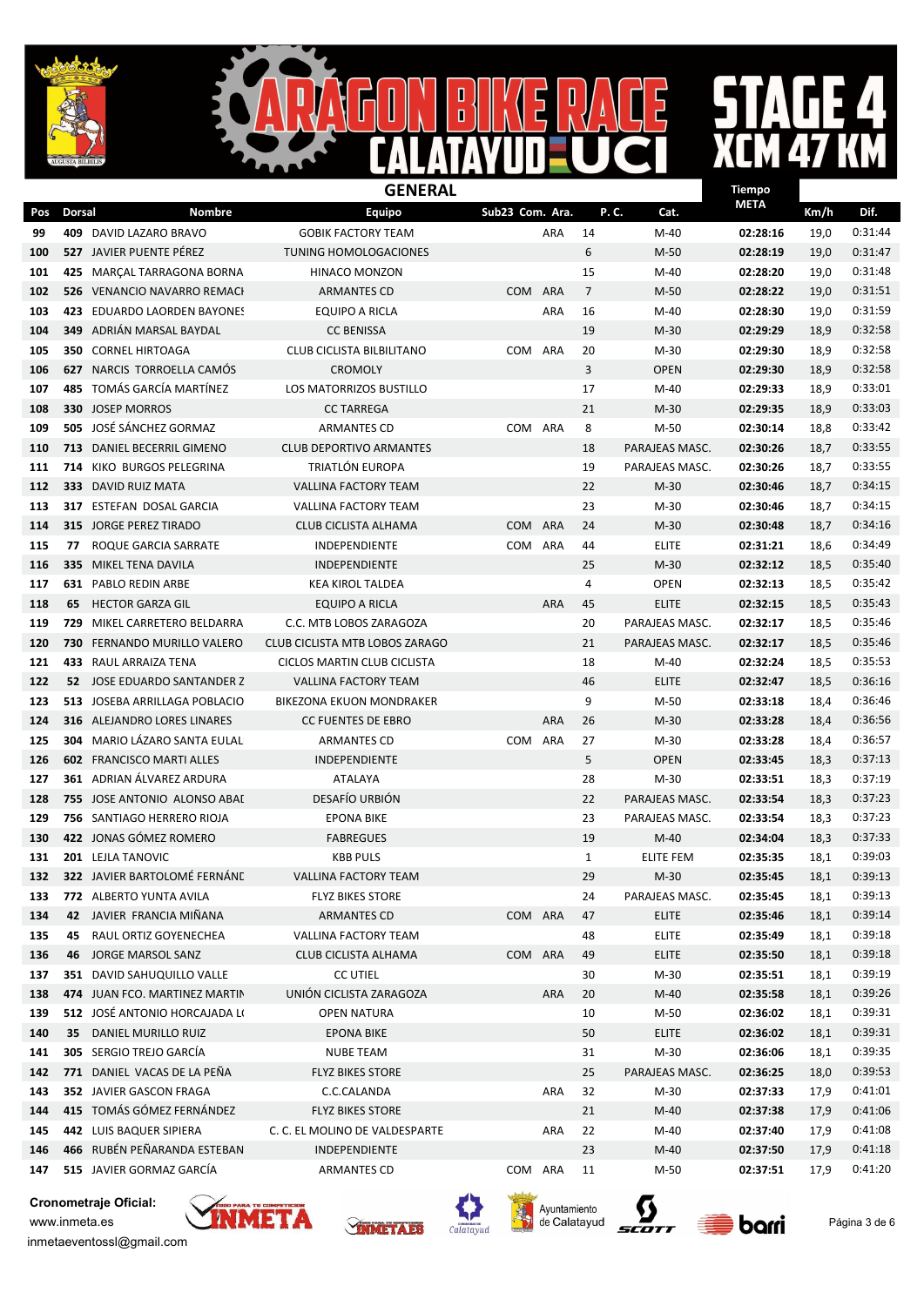# ARAGON BIKE RACE CALATAYUD UCI

## STAGE 4 XCM 47 KM

### GENERAL

| Pos | Dorsal | Nombre | Equipo | Sub23 | Com. | Ara. | P. C. | Cat. | Tiempo META | Km/h | Dif. |
|---|---|---|---|---|---|---|---|---|---|---|---|
| 99 | 409 | DAVID LAZARO BRAVO | GOBIK FACTORY TEAM | | | ARA | 14 | M-40 | **02:28:16** | 19,0 | 0:31:44 |
| 100 | 527 | JAVIER PUENTE PÉREZ | TUNING HOMOLOGACIONES | | | | 6 | M-50 | **02:28:19** | 19,0 | 0:31:47 |
| 101 | 425 | MARÇAL TARRAGONA BORNA | HINACO MONZON | | | | 15 | M-40 | **02:28:20** | 19,0 | 0:31:48 |
| 102 | 526 | VENANCIO NAVARRO REMACI | ARMANTES CD | | COM | ARA | 7 | M-50 | **02:28:22** | 19,0 | 0:31:51 |
| 103 | 423 | EDUARDO LAORDEN BAYONES | EQUIPO A RICLA | | | ARA | 16 | M-40 | **02:28:30** | 19,0 | 0:31:59 |
| 104 | 349 | ADRIÁN MARSAL BAYDAL | CC BENISSA | | | | 19 | M-30 | **02:29:29** | 18,9 | 0:32:58 |
| 105 | 350 | CORNEL HIRTOAGA | CLUB CICLISTA BILBILITANO | | COM | ARA | 20 | M-30 | **02:29:30** | 18,9 | 0:32:58 |
| 106 | 627 | NARCIS TORROELLA CAMÓS | CROMOLY | | | | 3 | OPEN | **02:29:30** | 18,9 | 0:32:58 |
| 107 | 485 | TOMÁS GARCÍA MARTÍNEZ | LOS MATORRIZOS BUSTILLO | | | | 17 | M-40 | **02:29:33** | 18,9 | 0:33:01 |
| 108 | 330 | JOSEP MORROS | CC TARREGA | | | | 21 | M-30 | **02:29:35** | 18,9 | 0:33:03 |
| 109 | 505 | JOSÉ SÁNCHEZ GORMAZ | ARMANTES CD | | COM | ARA | 8 | M-50 | **02:30:14** | 18,8 | 0:33:42 |
| 110 | 713 | DANIEL BECERRIL GIMENO | CLUB DEPORTIVO ARMANTES | | | | 18 | PARAJEAS MASC. | **02:30:26** | 18,7 | 0:33:55 |
| 111 | 714 | KIKO BURGOS PELEGRINA | TRIATLÓN EUROPA | | | | 19 | PARAJEAS MASC. | **02:30:26** | 18,7 | 0:33:55 |
| 112 | 333 | DAVID RUIZ MATA | VALLINA FACTORY TEAM | | | | 22 | M-30 | **02:30:46** | 18,7 | 0:34:15 |
| 113 | 317 | ESTEFAN DOSAL GARCIA | VALLINA FACTORY TEAM | | | | 23 | M-30 | **02:30:46** | 18,7 | 0:34:15 |
| 114 | 315 | JORGE PEREZ TIRADO | CLUB CICLISTA ALHAMA | | COM | ARA | 24 | M-30 | **02:30:48** | 18,7 | 0:34:16 |
| 115 | 77 | ROQUE GARCIA SARRATE | INDEPENDIENTE | | COM | ARA | 44 | ELITE | **02:31:21** | 18,6 | 0:34:49 |
| 116 | 335 | MIKEL TENA DAVILA | INDEPENDIENTE | | | | 25 | M-30 | **02:32:12** | 18,5 | 0:35:40 |
| 117 | 631 | PABLO REDIN ARBE | KEA KIROL TALDEA | | | | 4 | OPEN | **02:32:13** | 18,5 | 0:35:42 |
| 118 | 65 | HECTOR GARZA GIL | EQUIPO A RICLA | | | ARA | 45 | ELITE | **02:32:15** | 18,5 | 0:35:43 |
| 119 | 729 | MIKEL CARRETERO BELDARRA | C.C. MTB LOBOS ZARAGOZA | | | | 20 | PARAJEAS MASC. | **02:32:17** | 18,5 | 0:35:46 |
| 120 | 730 | FERNANDO MURILLO VALERO | CLUB CICLISTA MTB LOBOS ZARAGO | | | | 21 | PARAJEAS MASC. | **02:32:17** | 18,5 | 0:35:46 |
| 121 | 433 | RAUL ARRAIZA TENA | CICLOS MARTIN CLUB CICLISTA | | | | 18 | M-40 | **02:32:24** | 18,5 | 0:35:53 |
| 122 | 52 | JOSE EDUARDO SANTANDER Z | VALLINA FACTORY TEAM | | | | 46 | ELITE | **02:32:47** | 18,5 | 0:36:16 |
| 123 | 513 | JOSEBA ARRILLAGA POBLACIO | BIKEZONA EKUON MONDRAKER | | | | 9 | M-50 | **02:33:18** | 18,4 | 0:36:46 |
| 124 | 316 | ALEJANDRO LORES LINARES | CC FUENTES DE EBRO | | | ARA | 26 | M-30 | **02:33:28** | 18,4 | 0:36:56 |
| 125 | 304 | MARIO LÁZARO SANTA EULAL | ARMANTES CD | | COM | ARA | 27 | M-30 | **02:33:28** | 18,4 | 0:36:57 |
| 126 | 602 | FRANCISCO MARTI ALLES | INDEPENDIENTE | | | | 5 | OPEN | **02:33:45** | 18,3 | 0:37:13 |
| 127 | 361 | ADRIAN ÁLVAREZ ARDURA | ATALAYA | | | | 28 | M-30 | **02:33:51** | 18,3 | 0:37:19 |
| 128 | 755 | JOSE ANTONIO ALONSO ABAD | DESAFÍO URBIÓN | | | | 22 | PARAJEAS MASC. | **02:33:54** | 18,3 | 0:37:23 |
| 129 | 756 | SANTIAGO HERRERO RIOJA | EPONA BIKE | | | | 23 | PARAJEAS MASC. | **02:33:54** | 18,3 | 0:37:23 |
| 130 | 422 | JONAS GÓMEZ ROMERO | FABREGUES | | | | 19 | M-40 | **02:34:04** | 18,3 | 0:37:33 |
| 131 | 201 | LEJLA TANOVIC | KBB PULS | | | | 1 | ELITE FEM | **02:35:35** | 18,1 | 0:39:03 |
| 132 | 322 | JAVIER BARTOLOMÉ FERNÁNDE | VALLINA FACTORY TEAM | | | | 29 | M-30 | **02:35:45** | 18,1 | 0:39:13 |
| 133 | 772 | ALBERTO YUNTA AVILA | FLYZ BIKES STORE | | | | 24 | PARAJEAS MASC. | **02:35:45** | 18,1 | 0:39:13 |
| 134 | 42 | JAVIER FRANCIA MIÑANA | ARMANTES CD | | COM | ARA | 47 | ELITE | **02:35:46** | 18,1 | 0:39:14 |
| 135 | 45 | RAUL ORTIZ GOYENECHEA | VALLINA FACTORY TEAM | | | | 48 | ELITE | **02:35:49** | 18,1 | 0:39:18 |
| 136 | 46 | JORGE MARSOL SANZ | CLUB CICLISTA ALHAMA | | COM | ARA | 49 | ELITE | **02:35:50** | 18,1 | 0:39:18 |
| 137 | 351 | DAVID SAHUQUILLO VALLE | CC UTIEL | | | | 30 | M-30 | **02:35:51** | 18,1 | 0:39:19 |
| 138 | 474 | JUAN FCO. MARTINEZ MARTIN | UNIÓN CICLISTA ZARAGOZA | | | ARA | 20 | M-40 | **02:35:58** | 18,1 | 0:39:26 |
| 139 | 512 | JOSÉ ANTONIO HORCAJADA L | OPEN NATURA | | | | 10 | M-50 | **02:36:02** | 18,1 | 0:39:31 |
| 140 | 35 | DANIEL MURILLO RUIZ | EPONA BIKE | | | | 50 | ELITE | **02:36:02** | 18,1 | 0:39:31 |
| 141 | 305 | SERGIO TREJO GARCÍA | NUBE TEAM | | | | 31 | M-30 | **02:36:06** | 18,1 | 0:39:35 |
| 142 | 771 | DANIEL VACAS DE LA PEÑA | FLYZ BIKES STORE | | | | 25 | PARAJEAS MASC. | **02:36:25** | 18,0 | 0:39:53 |
| 143 | 352 | JAVIER GASCON FRAGA | C.C.CALANDA | | | ARA | 32 | M-30 | **02:37:33** | 17,9 | 0:41:01 |
| 144 | 415 | TOMÁS GÓMEZ FERNÁNDEZ | FLYZ BIKES STORE | | | | 21 | M-40 | **02:37:38** | 17,9 | 0:41:06 |
| 145 | 442 | LUIS BAQUER SIPIERA | C. C. EL MOLINO DE VALDESPARTE | | | ARA | 22 | M-40 | **02:37:40** | 17,9 | 0:41:08 |
| 146 | 466 | RUBÉN PEÑARANDA ESTEBAN | INDEPENDIENTE | | | | 23 | M-40 | **02:37:50** | 17,9 | 0:41:18 |
| 147 | 515 | JAVIER GORMAZ GARCÍA | ARMANTES CD | | COM | ARA | 11 | M-50 | **02:37:51** | 17,9 | 0:41:20 |

**Cronometraje Oficial:**
www.inmeta.es
inmetaeventossl@gmail.com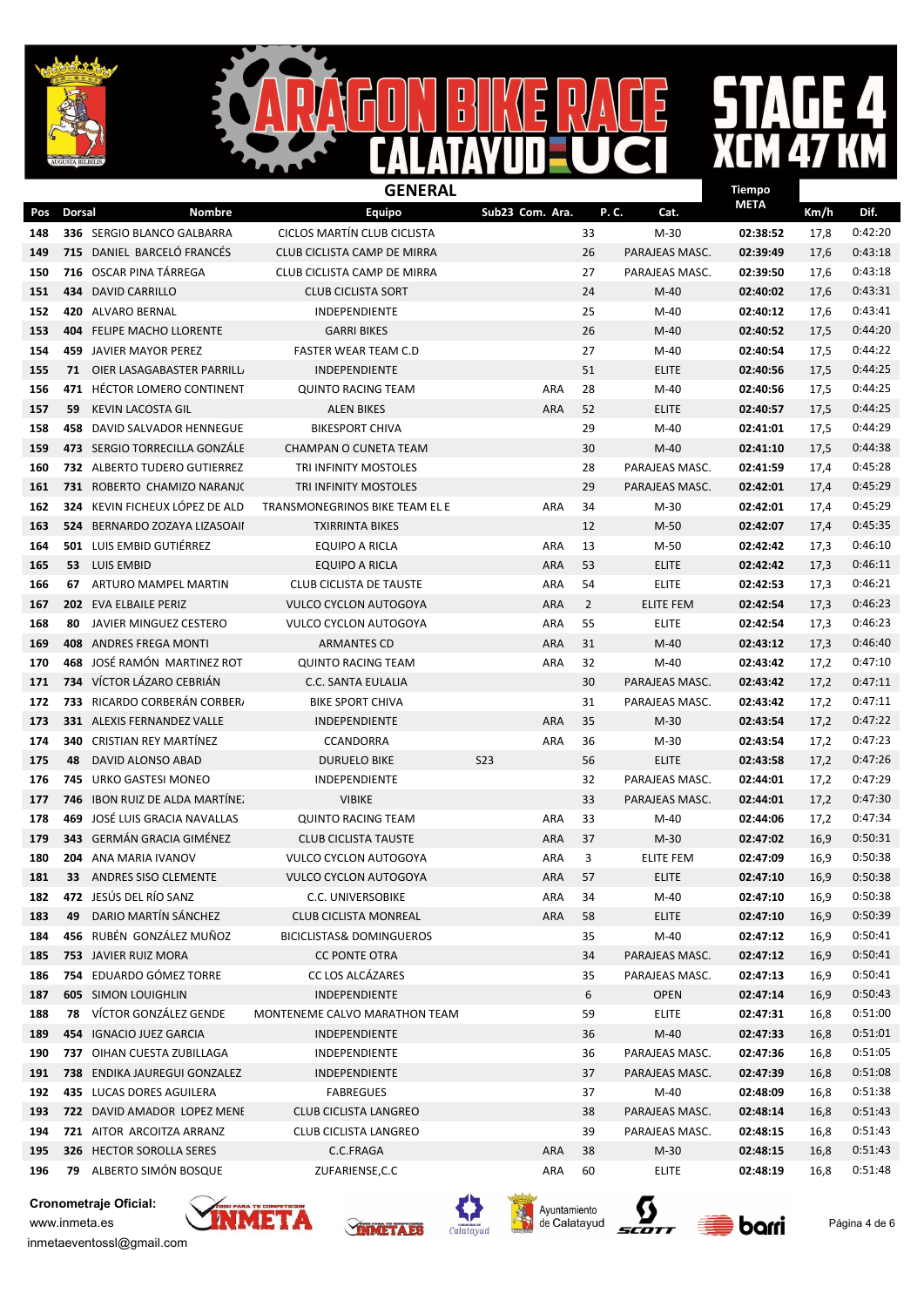# ARAGON BIKE RACE CALATAYUD UCI

## STAGE 4 XCM 47 KM

### GENERAL

| Pos | Dorsal | Nombre | Equipo | Sub23 | Com. Ara. | P. C. | Cat. | Tiempo META | Km/h | Dif. |
|---|---|---|---|---|---|---|---|---|---|---|
| 148 | 336 | SERGIO BLANCO GALBARRA | CICLOS MARTÍN CLUB CICLISTA | | | 33 | M-30 | 02:38:52 | 17,8 | 0:42:20 |
| 149 | 715 | DANIEL BARCELÓ FRANCÉS | CLUB CICLISTA CAMP DE MIRRA | | | 26 | PARAJEAS MASC. | 02:39:49 | 17,6 | 0:43:18 |
| 150 | 716 | OSCAR PINA TÁRREGA | CLUB CICLISTA CAMP DE MIRRA | | | 27 | PARAJEAS MASC. | 02:39:50 | 17,6 | 0:43:18 |
| 151 | 434 | DAVID CARRILLO | CLUB CICLISTA SORT | | | 24 | M-40 | 02:40:02 | 17,6 | 0:43:31 |
| 152 | 420 | ALVARO BERNAL | INDEPENDIENTE | | | 25 | M-40 | 02:40:12 | 17,6 | 0:43:41 |
| 153 | 404 | FELIPE MACHO LLORENTE | GARRI BIKES | | | 26 | M-40 | 02:40:52 | 17,5 | 0:44:20 |
| 154 | 459 | JAVIER MAYOR PEREZ | FASTER WEAR TEAM C.D | | | 27 | M-40 | 02:40:54 | 17,5 | 0:44:22 |
| 155 | 71 | OIER LASAGABASTER PARRILL | INDEPENDIENTE | | | 51 | ELITE | 02:40:56 | 17,5 | 0:44:25 |
| 156 | 471 | HÉCTOR LOMERO CONTINENT | QUINTO RACING TEAM | | ARA | 28 | M-40 | 02:40:56 | 17,5 | 0:44:25 |
| 157 | 59 | KEVIN LACOSTA GIL | ALEN BIKES | | ARA | 52 | ELITE | 02:40:57 | 17,5 | 0:44:25 |
| 158 | 458 | DAVID SALVADOR HENNEGUE | BIKESPORT CHIVA | | | 29 | M-40 | 02:41:01 | 17,5 | 0:44:29 |
| 159 | 473 | SERGIO TORRECILLA GONZÁLE | CHAMPAN O CUNETA TEAM | | | 30 | M-40 | 02:41:10 | 17,5 | 0:44:38 |
| 160 | 732 | ALBERTO TUDERO GUTIERREZ | TRI INFINITY MOSTOLES | | | 28 | PARAJEAS MASC. | 02:41:59 | 17,4 | 0:45:28 |
| 161 | 731 | ROBERTO CHAMIZO NARANJO | TRI INFINITY MOSTOLES | | | 29 | PARAJEAS MASC. | 02:42:01 | 17,4 | 0:45:29 |
| 162 | 324 | KEVIN FICHEUX LÓPEZ DE ALD | TRANSMONEGRINOS BIKE TEAM EL E | | ARA | 34 | M-30 | 02:42:01 | 17,4 | 0:45:29 |
| 163 | 524 | BERNARDO ZOZAYA LIZASOAII | TXIRRINTA BIKES | | | 12 | M-50 | 02:42:07 | 17,4 | 0:45:35 |
| 164 | 501 | LUIS EMBID GUTIÉRREZ | EQUIPO A RICLA | | ARA | 13 | M-50 | 02:42:42 | 17,3 | 0:46:10 |
| 165 | 53 | LUIS EMBID | EQUIPO A RICLA | | ARA | 53 | ELITE | 02:42:42 | 17,3 | 0:46:11 |
| 166 | 67 | ARTURO MAMPEL MARTIN | CLUB CICLISTA DE TAUSTE | | ARA | 54 | ELITE | 02:42:53 | 17,3 | 0:46:21 |
| 167 | 202 | EVA ELBAILE PERIZ | VULCO CYCLON AUTOGOYA | | ARA | 2 | ELITE FEM | 02:42:54 | 17,3 | 0:46:23 |
| 168 | 80 | JAVIER MINGUEZ CESTERO | VULCO CYCLON AUTOGOYA | | ARA | 55 | ELITE | 02:42:54 | 17,3 | 0:46:23 |
| 169 | 408 | ANDRES FREGA MONTI | ARMANTES CD | | ARA | 31 | M-40 | 02:43:12 | 17,3 | 0:46:40 |
| 170 | 468 | JOSÉ RAMÓN MARTINEZ ROT | QUINTO RACING TEAM | | ARA | 32 | M-40 | 02:43:42 | 17,2 | 0:47:10 |
| 171 | 734 | VÍCTOR LÁZARO CEBRIÁN | C.C. SANTA EULALIA | | | 30 | PARAJEAS MASC. | 02:43:42 | 17,2 | 0:47:11 |
| 172 | 733 | RICARDO CORBERÁN CORBER | BIKE SPORT CHIVA | | | 31 | PARAJEAS MASC. | 02:43:42 | 17,2 | 0:47:11 |
| 173 | 331 | ALEXIS FERNANDEZ VALLE | INDEPENDIENTE | | ARA | 35 | M-30 | 02:43:54 | 17,2 | 0:47:22 |
| 174 | 340 | CRISTIAN REY MARTÍNEZ | CCANDORRA | | ARA | 36 | M-30 | 02:43:54 | 17,2 | 0:47:23 |
| 175 | 48 | DAVID ALONSO ABAD | DURUELO BIKE | S23 | | 56 | ELITE | 02:43:58 | 17,2 | 0:47:26 |
| 176 | 745 | URKO GASTESI MONEO | INDEPENDIENTE | | | 32 | PARAJEAS MASC. | 02:44:01 | 17,2 | 0:47:29 |
| 177 | 746 | IBON RUIZ DE ALDA MARTÍNE | VIBIKE | | | 33 | PARAJEAS MASC. | 02:44:01 | 17,2 | 0:47:30 |
| 178 | 469 | JOSÉ LUIS GRACIA NAVALLAS | QUINTO RACING TEAM | | ARA | 33 | M-40 | 02:44:06 | 17,2 | 0:47:34 |
| 179 | 343 | GERMÁN GRACIA GIMÉNEZ | CLUB CICLISTA TAUSTE | | ARA | 37 | M-30 | 02:47:02 | 16,9 | 0:50:31 |
| 180 | 204 | ANA MARIA IVANOV | VULCO CYCLON AUTOGOYA | | ARA | 3 | ELITE FEM | 02:47:09 | 16,9 | 0:50:38 |
| 181 | 33 | ANDRES SISO CLEMENTE | VULCO CYCLON AUTOGOYA | | ARA | 57 | ELITE | 02:47:10 | 16,9 | 0:50:38 |
| 182 | 472 | JESÚS DEL RÍO SANZ | C.C. UNIVERSOBIKE | | ARA | 34 | M-40 | 02:47:10 | 16,9 | 0:50:38 |
| 183 | 49 | DARIO MARTÍN SÁNCHEZ | CLUB CICLISTA MONREAL | | ARA | 58 | ELITE | 02:47:10 | 16,9 | 0:50:39 |
| 184 | 456 | RUBÉN GONZÁLEZ MUÑOZ | BICICLISTAS& DOMINGUEROS | | | 35 | M-40 | 02:47:12 | 16,9 | 0:50:41 |
| 185 | 753 | JAVIER RUIZ MORA | CC PONTE OTRA | | | 34 | PARAJEAS MASC. | 02:47:12 | 16,9 | 0:50:41 |
| 186 | 754 | EDUARDO GÓMEZ TORRE | CC LOS ALCÁZARES | | | 35 | PARAJEAS MASC. | 02:47:13 | 16,9 | 0:50:41 |
| 187 | 605 | SIMON LOUIGHLIN | INDEPENDIENTE | | | 6 | OPEN | 02:47:14 | 16,9 | 0:50:43 |
| 188 | 78 | VÍCTOR GONZÁLEZ GENDE | MONTENEME CALVO MARATHON TEAM | | | 59 | ELITE | 02:47:31 | 16,8 | 0:51:00 |
| 189 | 454 | IGNACIO JUEZ GARCIA | INDEPENDIENTE | | | 36 | M-40 | 02:47:33 | 16,8 | 0:51:01 |
| 190 | 737 | OIHAN CUESTA ZUBILLAGA | INDEPENDIENTE | | | 36 | PARAJEAS MASC. | 02:47:36 | 16,8 | 0:51:05 |
| 191 | 738 | ENDIKA JAUREGUI GONZALEZ | INDEPENDIENTE | | | 37 | PARAJEAS MASC. | 02:47:39 | 16,8 | 0:51:08 |
| 192 | 435 | LUCAS DORES AGUILERA | FABREGUES | | | 37 | M-40 | 02:48:09 | 16,8 | 0:51:38 |
| 193 | 722 | DAVID AMADOR LOPEZ MENE | CLUB CICLISTA LANGREO | | | 38 | PARAJEAS MASC. | 02:48:14 | 16,8 | 0:51:43 |
| 194 | 721 | AITOR ARCOITZA ARRANZ | CLUB CICLISTA LANGREO | | | 39 | PARAJEAS MASC. | 02:48:15 | 16,8 | 0:51:43 |
| 195 | 326 | HECTOR SOROLLA SERES | C.C.FRAGA | | ARA | 38 | M-30 | 02:48:15 | 16,8 | 0:51:43 |
| 196 | 79 | ALBERTO SIMÓN BOSQUE | ZUFARIENSE,C.C | | ARA | 60 | ELITE | 02:48:19 | 16,8 | 0:51:48 |

**Cronometraje Oficial:**
www.inmeta.es
inmetaeventossl@gmail.com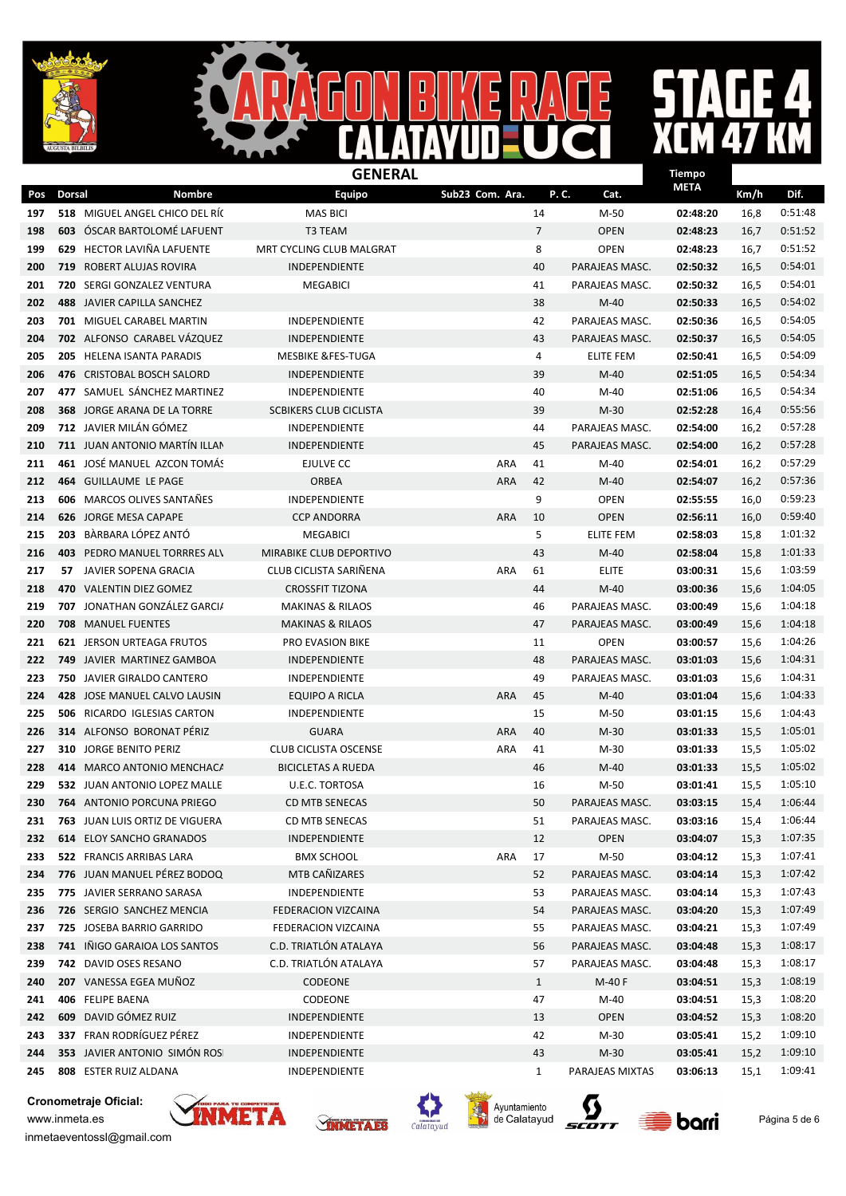# ARAGON BIKE RACE CALATAYUD UCI

## STAGE 4 XCM 47 KM

### GENERAL

| Pos | Dorsal | Nombre | Equipo | Sub23 | Com. Ara. | P. C. | Cat. | Tiempo META | Km/h | Dif. |
|---|---|---|---|---|---|---|---|---|---|---|
| 197 | 518 | MIGUEL ANGEL CHICO DEL RÍ( | MAS BICI | | | 14 | M-50 | 02:48:20 | 16,8 | 0:51:48 |
| 198 | 603 | ÓSCAR BARTOLOMÉ LAFUENT | T3 TEAM | | | 7 | OPEN | 02:48:23 | 16,7 | 0:51:52 |
| 199 | 629 | HECTOR LAVIÑA LAFUENTE | MRT CYCLING CLUB MALGRAT | | | 8 | OPEN | 02:48:23 | 16,7 | 0:51:52 |
| 200 | 719 | ROBERT ALUJAS ROVIRA | INDEPENDIENTE | | | 40 | PARAJEAS MASC. | 02:50:32 | 16,5 | 0:54:01 |
| 201 | 720 | SERGI GONZALEZ VENTURA | MEGABICI | | | 41 | PARAJEAS MASC. | 02:50:32 | 16,5 | 0:54:01 |
| 202 | 488 | JAVIER CAPILLA SANCHEZ | | | | 38 | M-40 | 02:50:33 | 16,5 | 0:54:02 |
| 203 | 701 | MIGUEL CARABEL MARTIN | INDEPENDIENTE | | | 42 | PARAJEAS MASC. | 02:50:36 | 16,5 | 0:54:05 |
| 204 | 702 | ALFONSO CARABEL VÁZQUEZ | INDEPENDIENTE | | | 43 | PARAJEAS MASC. | 02:50:37 | 16,5 | 0:54:05 |
| 205 | 205 | HELENA ISANTA PARADIS | MESBIKE &FES-TUGA | | | 4 | ELITE FEM | 02:50:41 | 16,5 | 0:54:09 |
| 206 | 476 | CRISTOBAL BOSCH SALORD | INDEPENDIENTE | | | 39 | M-40 | 02:51:05 | 16,5 | 0:54:34 |
| 207 | 477 | SAMUEL SÁNCHEZ MARTINEZ | INDEPENDIENTE | | | 40 | M-40 | 02:51:06 | 16,5 | 0:54:34 |
| 208 | 368 | JORGE ARANA DE LA TORRE | SCBIKERS CLUB CICLISTA | | | 39 | M-30 | 02:52:28 | 16,4 | 0:55:56 |
| 209 | 712 | JAVIER MILÁN GÓMEZ | INDEPENDIENTE | | | 44 | PARAJEAS MASC. | 02:54:00 | 16,2 | 0:57:28 |
| 210 | 711 | JUAN ANTONIO MARTÍN ILLAN | INDEPENDIENTE | | | 45 | PARAJEAS MASC. | 02:54:00 | 16,2 | 0:57:28 |
| 211 | 461 | JOSÉ MANUEL AZCON TOMÁS | EJULVE CC | | ARA | 41 | M-40 | 02:54:01 | 16,2 | 0:57:29 |
| 212 | 464 | GUILLAUME LE PAGE | ORBEA | | ARA | 42 | M-40 | 02:54:07 | 16,2 | 0:57:36 |
| 213 | 606 | MARCOS OLIVES SANTAÑES | INDEPENDIENTE | | | 9 | OPEN | 02:55:55 | 16,0 | 0:59:23 |
| 214 | 626 | JORGE MESA CAPAPE | CCP ANDORRA | | ARA | 10 | OPEN | 02:56:11 | 16,0 | 0:59:40 |
| 215 | 203 | BÀRBARA LÓPEZ ANTÓ | MEGABICI | | | 5 | ELITE FEM | 02:58:03 | 15,8 | 1:01:32 |
| 216 | 403 | PEDRO MANUEL TORRRES AL\ | MIRABIKE CLUB DEPORTIVO | | | 43 | M-40 | 02:58:04 | 15,8 | 1:01:33 |
| 217 | 57 | JAVIER SOPENA GRACIA | CLUB CICLISTA SARIÑENA | | ARA | 61 | ELITE | 03:00:31 | 15,6 | 1:03:59 |
| 218 | 470 | VALENTIN DIEZ GOMEZ | CROSSFIT TIZONA | | | 44 | M-40 | 03:00:36 | 15,6 | 1:04:05 |
| 219 | 707 | JONATHAN GONZÁLEZ GARCIA | MAKINAS & RILAOS | | | 46 | PARAJEAS MASC. | 03:00:49 | 15,6 | 1:04:18 |
| 220 | 708 | MANUEL FUENTES | MAKINAS & RILAOS | | | 47 | PARAJEAS MASC. | 03:00:49 | 15,6 | 1:04:18 |
| 221 | 621 | JERSON URTEAGA FRUTOS | PRO EVASION BIKE | | | 11 | OPEN | 03:00:57 | 15,6 | 1:04:26 |
| 222 | 749 | JAVIER MARTINEZ GAMBOA | INDEPENDIENTE | | | 48 | PARAJEAS MASC. | 03:01:03 | 15,6 | 1:04:31 |
| 223 | 750 | JAVIER GIRALDO CANTERO | INDEPENDIENTE | | | 49 | PARAJEAS MASC. | 03:01:03 | 15,6 | 1:04:31 |
| 224 | 428 | JOSE MANUEL CALVO LAUSIN | EQUIPO A RICLA | | ARA | 45 | M-40 | 03:01:04 | 15,6 | 1:04:33 |
| 225 | 506 | RICARDO IGLESIAS CARTON | INDEPENDIENTE | | | 15 | M-50 | 03:01:15 | 15,6 | 1:04:43 |
| 226 | 314 | ALFONSO BORONAT PÉRIZ | GUARA | | ARA | 40 | M-30 | 03:01:33 | 15,5 | 1:05:01 |
| 227 | 310 | JORGE BENITO PERIZ | CLUB CICLISTA OSCENSE | | ARA | 41 | M-30 | 03:01:33 | 15,5 | 1:05:02 |
| 228 | 414 | MARCO ANTONIO MENCHACA | BICICLETAS A RUEDA | | | 46 | M-40 | 03:01:33 | 15,5 | 1:05:02 |
| 229 | 532 | JUAN ANTONIO LOPEZ MALLE | U.E.C. TORTOSA | | | 16 | M-50 | 03:01:41 | 15,5 | 1:05:10 |
| 230 | 764 | ANTONIO PORCUNA PRIEGO | CD MTB SENECAS | | | 50 | PARAJEAS MASC. | 03:03:15 | 15,4 | 1:06:44 |
| 231 | 763 | JUAN LUIS ORTIZ DE VIGUERA | CD MTB SENECAS | | | 51 | PARAJEAS MASC. | 03:03:16 | 15,4 | 1:06:44 |
| 232 | 614 | ELOY SANCHO GRANADOS | INDEPENDIENTE | | | 12 | OPEN | 03:04:07 | 15,3 | 1:07:35 |
| 233 | 522 | FRANCIS ARRIBAS LARA | BMX SCHOOL | | ARA | 17 | M-50 | 03:04:12 | 15,3 | 1:07:41 |
| 234 | 776 | JUAN MANUEL PÉREZ BODOQ | MTB CAÑIZARES | | | 52 | PARAJEAS MASC. | 03:04:14 | 15,3 | 1:07:42 |
| 235 | 775 | JAVIER SERRANO SARASA | INDEPENDIENTE | | | 53 | PARAJEAS MASC. | 03:04:14 | 15,3 | 1:07:43 |
| 236 | 726 | SERGIO SANCHEZ MENCIA | FEDERACION VIZCAINA | | | 54 | PARAJEAS MASC. | 03:04:20 | 15,3 | 1:07:49 |
| 237 | 725 | JOSEBA BARRIO GARRIDO | FEDERACION VIZCAINA | | | 55 | PARAJEAS MASC. | 03:04:21 | 15,3 | 1:07:49 |
| 238 | 741 | IÑIGO GARAIOA LOS SANTOS | C.D. TRIATLÓN ATALAYA | | | 56 | PARAJEAS MASC. | 03:04:48 | 15,3 | 1:08:17 |
| 239 | 742 | DAVID OSES RESANO | C.D. TRIATLÓN ATALAYA | | | 57 | PARAJEAS MASC. | 03:04:48 | 15,3 | 1:08:17 |
| 240 | 207 | VANESSA EGEA MUÑOZ | CODEONE | | | 1 | M-40 F | 03:04:51 | 15,3 | 1:08:19 |
| 241 | 406 | FELIPE BAENA | CODEONE | | | 47 | M-40 | 03:04:51 | 15,3 | 1:08:20 |
| 242 | 609 | DAVID GÓMEZ RUIZ | INDEPENDIENTE | | | 13 | OPEN | 03:04:52 | 15,3 | 1:08:20 |
| 243 | 337 | FRAN RODRÍGUEZ PÉREZ | INDEPENDIENTE | | | 42 | M-30 | 03:05:41 | 15,2 | 1:09:10 |
| 244 | 353 | JAVIER ANTONIO SIMÓN ROS | INDEPENDIENTE | | | 43 | M-30 | 03:05:41 | 15,2 | 1:09:10 |
| 245 | 808 | ESTER RUIZ ALDANA | INDEPENDIENTE | | | 1 | PARAJEAS MIXTAS | 03:06:13 | 15,1 | 1:09:41 |

**Cronometraje Oficial:**
www.inmeta.es
inmetaeventossl@gmail.com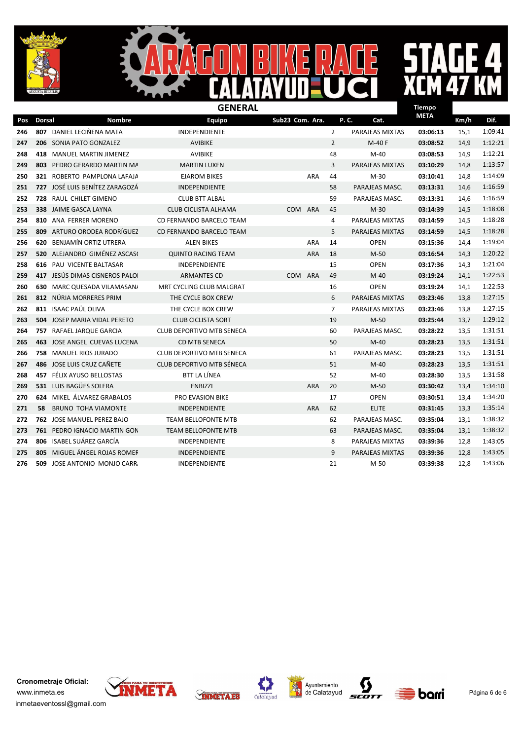# ARAGON BIKE RACE CALATAYUD UCI

## STAGE 4 XCM 47 KM

### GENERAL

| Pos | Dorsal | Nombre | Equipo | Sub23 | Com. | Ara. | P. C. | Cat. | Tiempo META | Km/h | Dif. |
|---|---|---|---|---|---|---|---|---|---|---|---|
| 246 | 807 | DANIEL LECIÑENA MATA | INDEPENDIENTE | | | | 2 | PARAJEAS MIXTAS | 03:06:13 | 15,1 | 1:09:41 |
| 247 | 206 | SONIA PATO GONZALEZ | AVIBIKE | | | | 2 | M-40 F | 03:08:52 | 14,9 | 1:12:21 |
| 248 | 418 | MANUEL MARTIN JIMENEZ | AVIBIKE | | | | 48 | M-40 | 03:08:53 | 14,9 | 1:12:21 |
| 249 | 803 | PEDRO GERARDO MARTIN MA | MARTIN LUXEN | | | | 3 | PARAJEAS MIXTAS | 03:10:29 | 14,8 | 1:13:57 |
| 250 | 321 | ROBERTO PAMPLONA LAFAJA | EJAROM BIKES | | | ARA | 44 | M-30 | 03:10:41 | 14,8 | 1:14:09 |
| 251 | 727 | JOSÉ LUIS BENÍTEZ ZARAGOZÁ | INDEPENDIENTE | | | | 58 | PARAJEAS MASC. | 03:13:31 | 14,6 | 1:16:59 |
| 252 | 728 | RAUL CHILET GIMENO | CLUB BTT ALBAL | | | | 59 | PARAJEAS MASC. | 03:13:31 | 14,6 | 1:16:59 |
| 253 | 338 | JAIME GASCA LAYNA | CLUB CICLISTA ALHAMA | | COM | ARA | 45 | M-30 | 03:14:39 | 14,5 | 1:18:08 |
| 254 | 810 | ANA FERRER MORENO | CD FERNANDO BARCELO TEAM | | | | 4 | PARAJEAS MIXTAS | 03:14:59 | 14,5 | 1:18:28 |
| 255 | 809 | ARTURO ORODEA RODRÍGUEZ | CD FERNANDO BARCELO TEAM | | | | 5 | PARAJEAS MIXTAS | 03:14:59 | 14,5 | 1:18:28 |
| 256 | 620 | BENJAMÍN ORTIZ UTRERA | ALEN BIKES | | | ARA | 14 | OPEN | 03:15:36 | 14,4 | 1:19:04 |
| 257 | 520 | ALEJANDRO GIMÉNEZ ASCASO | QUINTO RACING TEAM | | | ARA | 18 | M-50 | 03:16:54 | 14,3 | 1:20:22 |
| 258 | 616 | PAU VICENTE BALTASAR | INDEPENDIENTE | | | | 15 | OPEN | 03:17:36 | 14,3 | 1:21:04 |
| 259 | 417 | JESÚS DIMAS CISNEROS PALOI | ARMANTES CD | | COM | ARA | 49 | M-40 | 03:19:24 | 14,1 | 1:22:53 |
| 260 | 630 | MARC QUESADA VILAMASANA | MRT CYCLING CLUB MALGRAT | | | | 16 | OPEN | 03:19:24 | 14,1 | 1:22:53 |
| 261 | 812 | NÚRIA MORRERES PRIM | THE CYCLE BOX CREW | | | | 6 | PARAJEAS MIXTAS | 03:23:46 | 13,8 | 1:27:15 |
| 262 | 811 | ISAAC PAÜL OLIVA | THE CYCLE BOX CREW | | | | 7 | PARAJEAS MIXTAS | 03:23:46 | 13,8 | 1:27:15 |
| 263 | 504 | JOSEP MARIA VIDAL PERETO | CLUB CICLISTA SORT | | | | 19 | M-50 | 03:25:44 | 13,7 | 1:29:12 |
| 264 | 757 | RAFAEL JARQUE GARCIA | CLUB DEPORTIVO MTB SENECA | | | | 60 | PARAJEAS MASC. | 03:28:22 | 13,5 | 1:31:51 |
| 265 | 463 | JOSE ANGEL CUEVAS LUCENA | CD MTB SENECA | | | | 50 | M-40 | 03:28:23 | 13,5 | 1:31:51 |
| 266 | 758 | MANUEL RIOS JURADO | CLUB DEPORTIVO MTB SENECA | | | | 61 | PARAJEAS MASC. | 03:28:23 | 13,5 | 1:31:51 |
| 267 | 486 | JOSE LUIS CRUZ CAÑETE | CLUB DEPORTIVO MTB SÉNECA | | | | 51 | M-40 | 03:28:23 | 13,5 | 1:31:51 |
| 268 | 457 | FÉLIX AYUSO BELLOSTAS | BTT LA LÍNEA | | | | 52 | M-40 | 03:28:30 | 13,5 | 1:31:58 |
| 269 | 531 | LUIS BAGÜES SOLERA | ENBIZZI | | | ARA | 20 | M-50 | 03:30:42 | 13,4 | 1:34:10 |
| 270 | 624 | MIKEL ÁLVAREZ GRABALOS | PRO EVASION BIKE | | | | 17 | OPEN | 03:30:51 | 13,4 | 1:34:20 |
| 271 | 58 | BRUNO TOHA VIAMONTE | INDEPENDIENTE | | | ARA | 62 | ELITE | 03:31:45 | 13,3 | 1:35:14 |
| 272 | 762 | JOSE MANUEL PEREZ BAJO | TEAM BELLOFONTE MTB | | | | 62 | PARAJEAS MASC. | 03:35:04 | 13,1 | 1:38:32 |
| 273 | 761 | PEDRO IGNACIO MARTIN GON | TEAM BELLOFONTE MTB | | | | 63 | PARAJEAS MASC. | 03:35:04 | 13,1 | 1:38:32 |
| 274 | 806 | ISABEL SUÁREZ GARCÍA | INDEPENDIENTE | | | | 8 | PARAJEAS MIXTAS | 03:39:36 | 12,8 | 1:43:05 |
| 275 | 805 | MIGUEL ÁNGEL ROJAS ROMER | INDEPENDIENTE | | | | 9 | PARAJEAS MIXTAS | 03:39:36 | 12,8 | 1:43:05 |
| 276 | 509 | JOSE ANTONIO MONJO CARR. | INDEPENDIENTE | | | | 21 | M-50 | 03:39:38 | 12,8 | 1:43:06 |

**Cronometraje Oficial:**
www.inmeta.es
inmetaeventossl@gmail.com